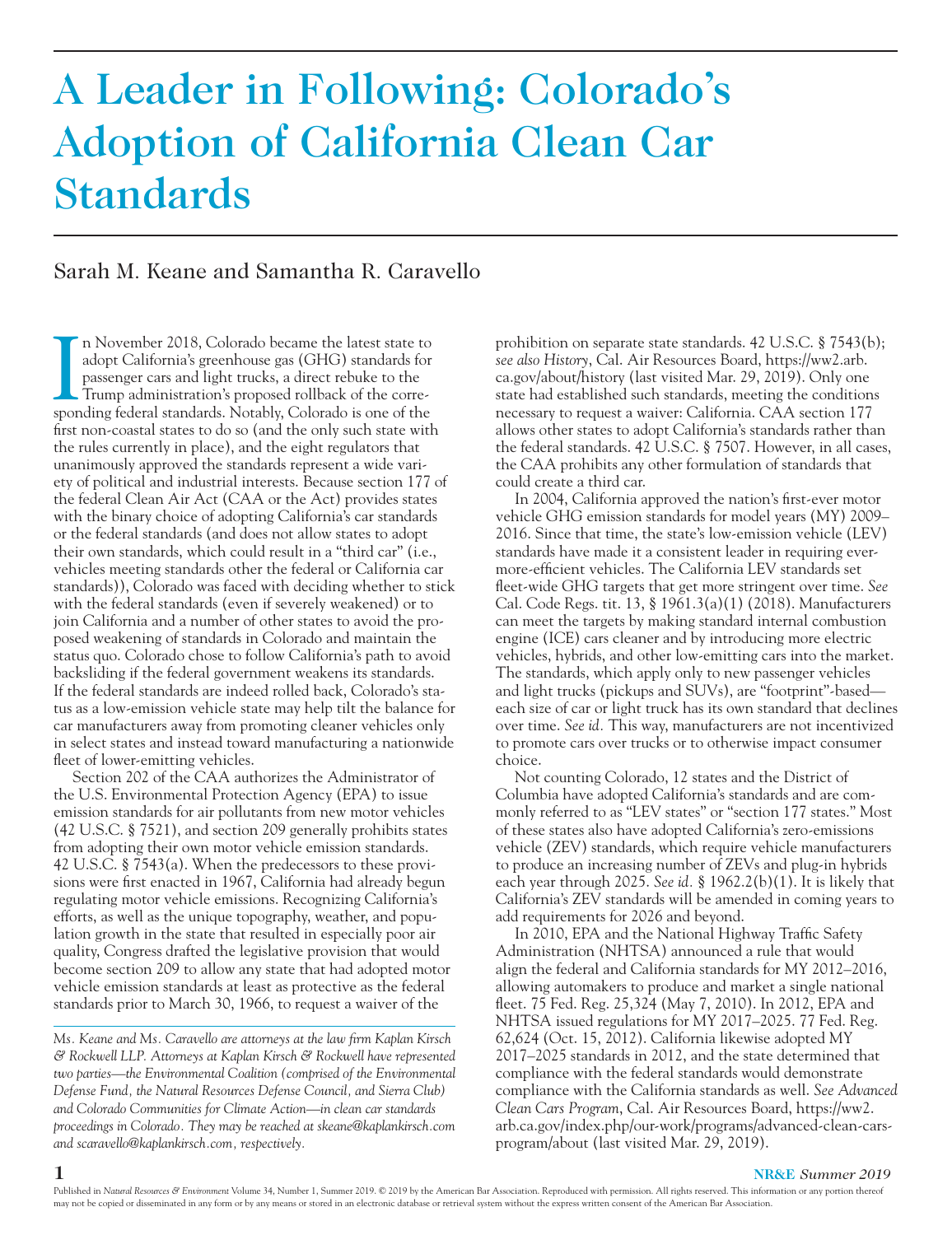# A Leader in Following: Colorado's Adoption of California Clean Car Standards

Sarah M. Keane and Samantha R. Caravello

In November 2018, Colorado became the latest state to adopt California's greenhouse gas (GHG) standards for passenger cars and light trucks, a direct rebuke to the Trump administration's proposed rollback of the corresponding federal standards. Notably, Colorado is one of the first non-coastal states to do so (and the only such state with the rules currently in place), and the eight regulators that unanimously approved the standards represent a wide variety of political and industrial interests. Because section 177 of the federal Clean Air Act (CAA or the Act) provides states with the binary choice of adopting California's car standards or the federal standards (and does not allow states to adopt their own standards, which could result in a "third car" (i.e., vehicles meeting standards other the federal or California car standards)), Colorado was faced with deciding whether to stick with the federal standards (even if severely weakened) or to join California and a number of other states to avoid the proposed weakening of standards in Colorado and maintain the status quo. Colorado chose to follow California's path to avoid backsliding if the federal government weakens its standards. If the federal standards are indeed rolled back, Colorado's status as a low-emission vehicle state may help tilt the balance for car manufacturers away from promoting cleaner vehicles only in select states and instead toward manufacturing a nationwide fleet of lower-emitting vehicles.

Section 202 of the CAA authorizes the Administrator of the U.S. Environmental Protection Agency (EPA) to issue emission standards for air pollutants from new motor vehicles (42 U.S.C. § 7521), and section 209 generally prohibits states from adopting their own motor vehicle emission standards. 42 U.S.C. § 7543(a). When the predecessors to these provisions were first enacted in 1967, California had already begun regulating motor vehicle emissions. Recognizing California's efforts, as well as the unique topography, weather, and population growth in the state that resulted in especially poor air quality, Congress drafted the legislative provision that would become section 209 to allow any state that had adopted motor vehicle emission standards at least as protective as the federal standards prior to March 30, 1966, to request a waiver of the prohibition on separate state standards. 42 U.S.C. § 7543(b); *see also History*, Cal. Air Resources Board, https://ww2.arb.ca.gov/about/history (last visited Mar. 29, 2019). Only one state had established such standards, meeting the conditions necessary to request a waiver: California. CAA section 177 allows other states to adopt California's standards rather than the federal standards. 42 U.S.C. § 7507. However, in all cases, the CAA prohibits any other formulation of standards that could create a third car.

In 2004, California approved the nation's first-ever motor vehicle GHG emission standards for model years (MY) 2009–2016. Since that time, the state's low-emission vehicle (LEV) standards have made it a consistent leader in requiring ever-more-efficient vehicles. The California LEV standards set fleet-wide GHG targets that get more stringent over time. *See* Cal. Code Regs. tit. 13, § 1961.3(a)(1) (2018). Manufacturers can meet the targets by making standard internal combustion engine (ICE) cars cleaner and by introducing more electric vehicles, hybrids, and other low-emitting cars into the market. The standards, which apply only to new passenger vehicles and light trucks (pickups and SUVs), are "footprint"-based—each size of car or light truck has its own standard that declines over time. *See id.* This way, manufacturers are not incentivized to promote cars over trucks or to otherwise impact consumer choice.

Not counting Colorado, 12 states and the District of Columbia have adopted California's standards and are commonly referred to as "LEV states" or "section 177 states." Most of these states also have adopted California's zero-emissions vehicle (ZEV) standards, which require vehicle manufacturers to produce an increasing number of ZEVs and plug-in hybrids each year through 2025. *See id.* § 1962.2(b)(1). It is likely that California's ZEV standards will be amended in coming years to add requirements for 2026 and beyond.

In 2010, EPA and the National Highway Traffic Safety Administration (NHTSA) announced a rule that would align the federal and California standards for MY 2012–2016, allowing automakers to produce and market a single national fleet. 75 Fed. Reg. 25,324 (May 7, 2010). In 2012, EPA and NHTSA issued regulations for MY 2017–2025. 77 Fed. Reg. 62,624 (Oct. 15, 2012). California likewise adopted MY 2017–2025 standards in 2012, and the state determined that compliance with the federal standards would demonstrate compliance with the California standards as well. *See Advanced Clean Cars Program*, Cal. Air Resources Board, https://ww2.arb.ca.gov/index.php/our-work/programs/advanced-clean-cars-program/about (last visited Mar. 29, 2019).

*Ms. Keane and Ms. Caravello are attorneys at the law firm Kaplan Kirsch & Rockwell LLP. Attorneys at Kaplan Kirsch & Rockwell have represented two parties—the Environmental Coalition (comprised of the Environmental Defense Fund, the Natural Resources Defense Council, and Sierra Club) and Colorado Communities for Climate Action—in clean car standards proceedings in Colorado. They may be reached at skeane@kaplankirsch.com and scaravello@kaplankirsch.com, respectively.*

Published in *Natural Resources & Environment* Volume 34, Number 1, Summer 2019. © 2019 by the American Bar Association. Reproduced with permission. All rights reserved. This information or any portion thereof may not be copied or disseminated in any form or by any means or stored in an electronic database or retrieval system without the express written consent of the American Bar Association.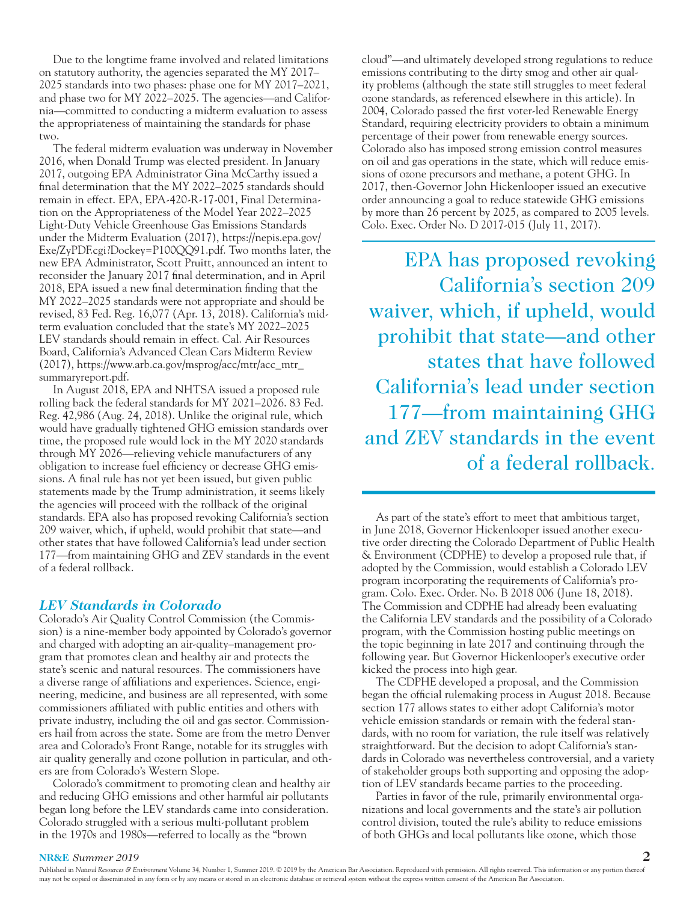Due to the longtime frame involved and related limitations on statutory authority, the agencies separated the MY 2017–2025 standards into two phases: phase one for MY 2017–2021, and phase two for MY 2022–2025. The agencies—and California—committed to conducting a midterm evaluation to assess the appropriateness of maintaining the standards for phase two.

The federal midterm evaluation was underway in November 2016, when Donald Trump was elected president. In January 2017, outgoing EPA Administrator Gina McCarthy issued a final determination that the MY 2022–2025 standards should remain in effect. EPA, EPA-420-R-17-001, Final Determination on the Appropriateness of the Model Year 2022–2025 Light-Duty Vehicle Greenhouse Gas Emissions Standards under the Midterm Evaluation (2017), https://nepis.epa.gov/Exe/ZyPDF.cgi?Dockey=P100QQ91.pdf. Two months later, the new EPA Administrator, Scott Pruitt, announced an intent to reconsider the January 2017 final determination, and in April 2018, EPA issued a new final determination finding that the MY 2022–2025 standards were not appropriate and should be revised, 83 Fed. Reg. 16,077 (Apr. 13, 2018). California's midterm evaluation concluded that the state's MY 2022–2025 LEV standards should remain in effect. Cal. Air Resources Board, California's Advanced Clean Cars Midterm Review (2017), https://www.arb.ca.gov/msprog/acc/mtr/acc_mtr_summaryreport.pdf.

In August 2018, EPA and NHTSA issued a proposed rule rolling back the federal standards for MY 2021–2026. 83 Fed. Reg. 42,986 (Aug. 24, 2018). Unlike the original rule, which would have gradually tightened GHG emission standards over time, the proposed rule would lock in the MY 2020 standards through MY 2026—relieving vehicle manufacturers of any obligation to increase fuel efficiency or decrease GHG emissions. A final rule has not yet been issued, but given public statements made by the Trump administration, it seems likely the agencies will proceed with the rollback of the original standards. EPA also has proposed revoking California's section 209 waiver, which, if upheld, would prohibit that state—and other states that have followed California's lead under section 177—from maintaining GHG and ZEV standards in the event of a federal rollback.

### *LEV Standards in Colorado*

Colorado's Air Quality Control Commission (the Commission) is a nine-member body appointed by Colorado's governor and charged with adopting an air-quality–management program that promotes clean and healthy air and protects the state's scenic and natural resources. The commissioners have a diverse range of affiliations and experiences. Science, engineering, medicine, and business are all represented, with some commissioners affiliated with public entities and others with private industry, including the oil and gas sector. Commissioners hail from across the state. Some are from the metro Denver area and Colorado's Front Range, notable for its struggles with air quality generally and ozone pollution in particular, and others are from Colorado's Western Slope.

Colorado's commitment to promoting clean and healthy air and reducing GHG emissions and other harmful air pollutants began long before the LEV standards came into consideration. Colorado struggled with a serious multi-pollutant problem in the 1970s and 1980s—referred to locally as the "brown cloud"—and ultimately developed strong regulations to reduce emissions contributing to the dirty smog and other air quality problems (although the state still struggles to meet federal ozone standards, as referenced elsewhere in this article). In 2004, Colorado passed the first voter-led Renewable Energy Standard, requiring electricity providers to obtain a minimum percentage of their power from renewable energy sources. Colorado also has imposed strong emission control measures on oil and gas operations in the state, which will reduce emissions of ozone precursors and methane, a potent GHG. In 2017, then-Governor John Hickenlooper issued an executive order announcing a goal to reduce statewide GHG emissions by more than 26 percent by 2025, as compared to 2005 levels. Colo. Exec. Order No. D 2017-015 (July 11, 2017).

> EPA has proposed revoking California's section 209 waiver, which, if upheld, would prohibit that state—and other states that have followed California's lead under section 177—from maintaining GHG and ZEV standards in the event of a federal rollback.

As part of the state's effort to meet that ambitious target, in June 2018, Governor Hickenlooper issued another executive order directing the Colorado Department of Public Health & Environment (CDPHE) to develop a proposed rule that, if adopted by the Commission, would establish a Colorado LEV program incorporating the requirements of California's program. Colo. Exec. Order. No. B 2018 006 (June 18, 2018). The Commission and CDPHE had already been evaluating the California LEV standards and the possibility of a Colorado program, with the Commission hosting public meetings on the topic beginning in late 2017 and continuing through the following year. But Governor Hickenlooper's executive order kicked the process into high gear.

The CDPHE developed a proposal, and the Commission began the official rulemaking process in August 2018. Because section 177 allows states to either adopt California's motor vehicle emission standards or remain with the federal standards, with no room for variation, the rule itself was relatively straightforward. But the decision to adopt California's standards in Colorado was nevertheless controversial, and a variety of stakeholder groups both supporting and opposing the adoption of LEV standards became parties to the proceeding.

Parties in favor of the rule, primarily environmental organizations and local governments and the state's air pollution control division, touted the rule's ability to reduce emissions of both GHGs and local pollutants like ozone, which those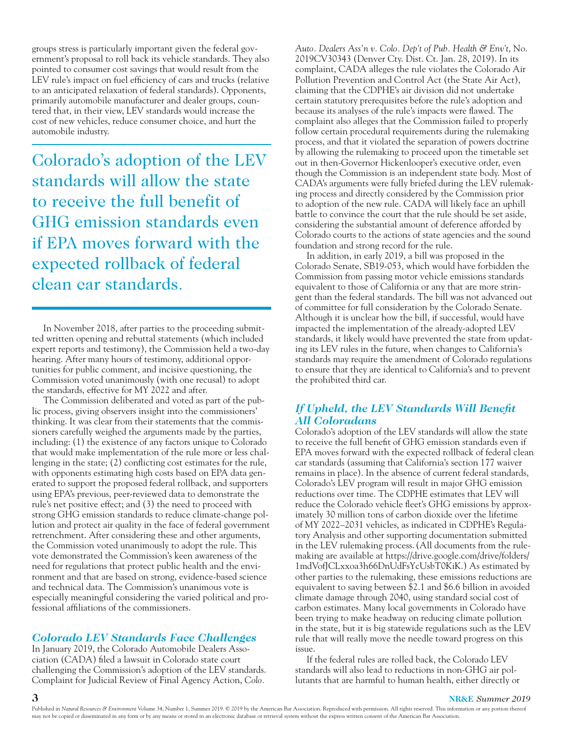groups stress is particularly important given the federal government's proposal to roll back its vehicle standards. They also pointed to consumer cost savings that would result from the LEV rule's impact on fuel efficiency of cars and trucks (relative to an anticipated relaxation of federal standards). Opponents, primarily automobile manufacturer and dealer groups, countered that, in their view, LEV standards would increase the cost of new vehicles, reduce consumer choice, and hurt the automobile industry.

> Colorado's adoption of the LEV standards will allow the state to receive the full benefit of GHG emission standards even if EPA moves forward with the expected rollback of federal clean car standards.

In November 2018, after parties to the proceeding submitted written opening and rebuttal statements (which included expert reports and testimony), the Commission held a two-day hearing. After many hours of testimony, additional opportunities for public comment, and incisive questioning, the Commission voted unanimously (with one recusal) to adopt the standards, effective for MY 2022 and after.

The Commission deliberated and voted as part of the public process, giving observers insight into the commissioners' thinking. It was clear from their statements that the commissioners carefully weighed the arguments made by the parties, including: (1) the existence of any factors unique to Colorado that would make implementation of the rule more or less challenging in the state; (2) conflicting cost estimates for the rule, with opponents estimating high costs based on EPA data generated to support the proposed federal rollback, and supporters using EPA's previous, peer-reviewed data to demonstrate the rule's net positive effect; and (3) the need to proceed with strong GHG emission standards to reduce climate-change pollution and protect air quality in the face of federal government retrenchment. After considering these and other arguments, the Commission voted unanimously to adopt the rule. This vote demonstrated the Commission's keen awareness of the need for regulations that protect public health and the environment and that are based on strong, evidence-based science and technical data. The Commission's unanimous vote is especially meaningful considering the varied political and professional affiliations of the commissioners.

## *Colorado LEV Standards Face Challenges*

In January 2019, the Colorado Automobile Dealers Association (CADA) filed a lawsuit in Colorado state court challenging the Commission's adoption of the LEV standards. Complaint for Judicial Review of Final Agency Action, *Colo. Auto. Dealers Ass'n v. Colo. Dep't of Pub. Health & Env't*, No. 2019CV30343 (Denver Cty. Dist. Ct. Jan. 28, 2019). In its complaint, CADA alleges the rule violates the Colorado Air Pollution Prevention and Control Act (the State Air Act), claiming that the CDPHE's air division did not undertake certain statutory prerequisites before the rule's adoption and because its analyses of the rule's impacts were flawed. The complaint also alleges that the Commission failed to properly follow certain procedural requirements during the rulemaking process, and that it violated the separation of powers doctrine by allowing the rulemaking to proceed upon the timetable set out in then-Governor Hickenlooper's executive order, even though the Commission is an independent state body. Most of CADA's arguments were fully briefed during the LEV rulemaking process and directly considered by the Commission prior to adoption of the new rule. CADA will likely face an uphill battle to convince the court that the rule should be set aside, considering the substantial amount of deference afforded by Colorado courts to the actions of state agencies and the sound foundation and strong record for the rule.

In addition, in early 2019, a bill was proposed in the Colorado Senate, SB19-053, which would have forbidden the Commission from passing motor vehicle emissions standards equivalent to those of California or any that are more stringent than the federal standards. The bill was not advanced out of committee for full consideration by the Colorado Senate. Although it is unclear how the bill, if successful, would have impacted the implementation of the already-adopted LEV standards, it likely would have prevented the state from updating its LEV rules in the future, when changes to California's standards may require the amendment of Colorado regulations to ensure that they are identical to California's and to prevent the prohibited third car.

## *If Upheld, the LEV Standards Will Benefit All Coloradans*

Colorado's adoption of the LEV standards will allow the state to receive the full benefit of GHG emission standards even if EPA moves forward with the expected rollback of federal clean car standards (assuming that California's section 177 waiver remains in place). In the absence of current federal standards, Colorado's LEV program will result in major GHG emission reductions over time. The CDPHE estimates that LEV will reduce the Colorado vehicle fleet's GHG emissions by approximately 30 million tons of carbon dioxide over the lifetime of MY 2022–2031 vehicles, as indicated in CDPHE's Regulatory Analysis and other supporting documentation submitted in the LEV rulemaking process. (All documents from the rulemaking are available at https://drive.google.com/drive/folders/1mdVofJCLxxoa3h66DnUdFsYcUsbT0KiK.) As estimated by other parties to the rulemaking, these emissions reductions are equivalent to saving between $2.1 and $6.6 billion in avoided climate damage through 2040, using standard social cost of carbon estimates. Many local governments in Colorado have been trying to make headway on reducing climate pollution in the state, but it is big statewide regulations such as the LEV rule that will really move the needle toward progress on this issue.

If the federal rules are rolled back, the Colorado LEV standards will also lead to reductions in non-GHG air pollutants that are harmful to human health, either directly or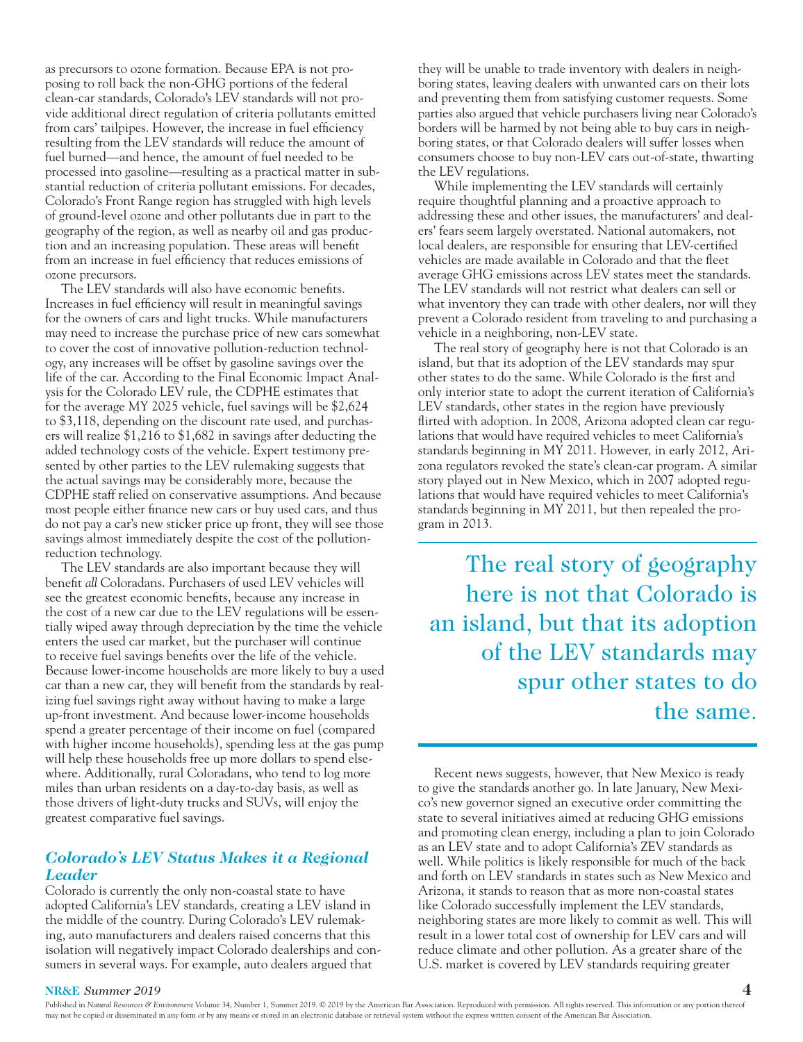as precursors to ozone formation. Because EPA is not proposing to roll back the non-GHG portions of the federal clean-car standards, Colorado's LEV standards will not provide additional direct regulation of criteria pollutants emitted from cars' tailpipes. However, the increase in fuel efficiency resulting from the LEV standards will reduce the amount of fuel burned—and hence, the amount of fuel needed to be processed into gasoline—resulting as a practical matter in substantial reduction of criteria pollutant emissions. For decades, Colorado's Front Range region has struggled with high levels of ground-level ozone and other pollutants due in part to the geography of the region, as well as nearby oil and gas production and an increasing population. These areas will benefit from an increase in fuel efficiency that reduces emissions of ozone precursors.

The LEV standards will also have economic benefits. Increases in fuel efficiency will result in meaningful savings for the owners of cars and light trucks. While manufacturers may need to increase the purchase price of new cars somewhat to cover the cost of innovative pollution-reduction technology, any increases will be offset by gasoline savings over the life of the car. According to the Final Economic Impact Analysis for the Colorado LEV rule, the CDPHE estimates that for the average MY 2025 vehicle, fuel savings will be $2,624 to $3,118, depending on the discount rate used, and purchasers will realize $1,216 to $1,682 in savings after deducting the added technology costs of the vehicle. Expert testimony presented by other parties to the LEV rulemaking suggests that the actual savings may be considerably more, because the CDPHE staff relied on conservative assumptions. And because most people either finance new cars or buy used cars, and thus do not pay a car's new sticker price up front, they will see those savings almost immediately despite the cost of the pollution-reduction technology.

The LEV standards are also important because they will benefit *all* Coloradans. Purchasers of used LEV vehicles will see the greatest economic benefits, because any increase in the cost of a new car due to the LEV regulations will be essentially wiped away through depreciation by the time the vehicle enters the used car market, but the purchaser will continue to receive fuel savings benefits over the life of the vehicle. Because lower-income households are more likely to buy a used car than a new car, they will benefit from the standards by realizing fuel savings right away without having to make a large up-front investment. And because lower-income households spend a greater percentage of their income on fuel (compared with higher income households), spending less at the gas pump will help these households free up more dollars to spend elsewhere. Additionally, rural Coloradans, who tend to log more miles than urban residents on a day-to-day basis, as well as those drivers of light-duty trucks and SUVs, will enjoy the greatest comparative fuel savings.

### *Colorado's LEV Status Makes it a Regional Leader*

Colorado is currently the only non-coastal state to have adopted California's LEV standards, creating a LEV island in the middle of the country. During Colorado's LEV rulemaking, auto manufacturers and dealers raised concerns that this isolation will negatively impact Colorado dealerships and consumers in several ways. For example, auto dealers argued that they will be unable to trade inventory with dealers in neighboring states, leaving dealers with unwanted cars on their lots and preventing them from satisfying customer requests. Some parties also argued that vehicle purchasers living near Colorado's borders will be harmed by not being able to buy cars in neighboring states, or that Colorado dealers will suffer losses when consumers choose to buy non-LEV cars out-of-state, thwarting the LEV regulations.

While implementing the LEV standards will certainly require thoughtful planning and a proactive approach to addressing these and other issues, the manufacturers' and dealers' fears seem largely overstated. National automakers, not local dealers, are responsible for ensuring that LEV-certified vehicles are made available in Colorado and that the fleet average GHG emissions across LEV states meet the standards. The LEV standards will not restrict what dealers can sell or what inventory they can trade with other dealers, nor will they prevent a Colorado resident from traveling to and purchasing a vehicle in a neighboring, non-LEV state.

The real story of geography here is not that Colorado is an island, but that its adoption of the LEV standards may spur other states to do the same. While Colorado is the first and only interior state to adopt the current iteration of California's LEV standards, other states in the region have previously flirted with adoption. In 2008, Arizona adopted clean car regulations that would have required vehicles to meet California's standards beginning in MY 2011. However, in early 2012, Arizona regulators revoked the state's clean-car program. A similar story played out in New Mexico, which in 2007 adopted regulations that would have required vehicles to meet California's standards beginning in MY 2011, but then repealed the program in 2013.

> The real story of geography here is not that Colorado is an island, but that its adoption of the LEV standards may spur other states to do the same.

Recent news suggests, however, that New Mexico is ready to give the standards another go. In late January, New Mexico's new governor signed an executive order committing the state to several initiatives aimed at reducing GHG emissions and promoting clean energy, including a plan to join Colorado as an LEV state and to adopt California's ZEV standards as well. While politics is likely responsible for much of the back and forth on LEV standards in states such as New Mexico and Arizona, it stands to reason that as more non-coastal states like Colorado successfully implement the LEV standards, neighboring states are more likely to commit as well. This will result in a lower total cost of ownership for LEV cars and will reduce climate and other pollution. As a greater share of the U.S. market is covered by LEV standards requiring greater

Published in *Natural Resources & Environment* Volume 34, Number 1, Summer 2019. © 2019 by the American Bar Association. Reproduced with permission. All rights reserved. This information or any portion thereof may not be copied or disseminated in any form or by any means or stored in an electronic database or retrieval system without the express written consent of the American Bar Association.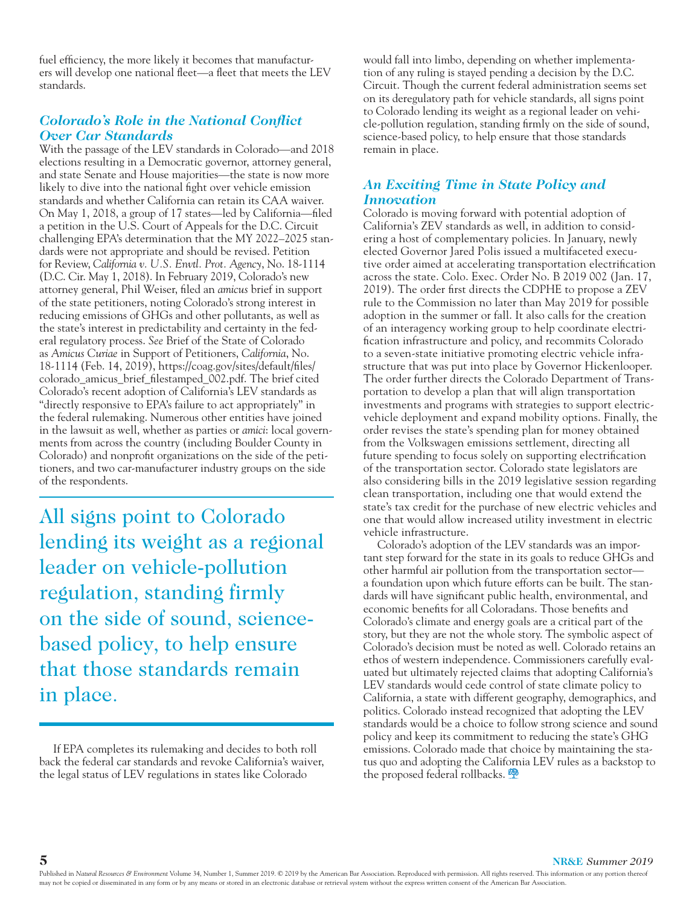fuel efficiency, the more likely it becomes that manufacturers will develop one national fleet—a fleet that meets the LEV standards.

### *Colorado's Role in the National Conflict Over Car Standards*

With the passage of the LEV standards in Colorado—and 2018 elections resulting in a Democratic governor, attorney general, and state Senate and House majorities—the state is now more likely to dive into the national fight over vehicle emission standards and whether California can retain its CAA waiver. On May 1, 2018, a group of 17 states—led by California—filed a petition in the U.S. Court of Appeals for the D.C. Circuit challenging EPA's determination that the MY 2022–2025 standards were not appropriate and should be revised. Petition for Review, *California v. U.S. Envtl. Prot. Agency*, No. 18-1114 (D.C. Cir. May 1, 2018). In February 2019, Colorado's new attorney general, Phil Weiser, filed an *amicus* brief in support of the state petitioners, noting Colorado's strong interest in reducing emissions of GHGs and other pollutants, as well as the state's interest in predictability and certainty in the federal regulatory process. *See* Brief of the State of Colorado as *Amicus Curiae* in Support of Petitioners, *California*, No. 18-1114 (Feb. 14, 2019), https://coag.gov/sites/default/files/colorado_amicus_brief_filestamped_002.pdf. The brief cited Colorado's recent adoption of California's LEV standards as "directly responsive to EPA's failure to act appropriately" in the federal rulemaking. Numerous other entities have joined in the lawsuit as well, whether as parties or *amici*: local governments from across the country (including Boulder County in Colorado) and nonprofit organizations on the side of the petitioners, and two car-manufacturer industry groups on the side of the respondents.

> All signs point to Colorado lending its weight as a regional leader on vehicle-pollution regulation, standing firmly on the side of sound, science-based policy, to help ensure that those standards remain in place.

If EPA completes its rulemaking and decides to both roll back the federal car standards and revoke California's waiver, the legal status of LEV regulations in states like Colorado would fall into limbo, depending on whether implementation of any ruling is stayed pending a decision by the D.C. Circuit. Though the current federal administration seems set on its deregulatory path for vehicle standards, all signs point to Colorado lending its weight as a regional leader on vehicle-pollution regulation, standing firmly on the side of sound, science-based policy, to help ensure that those standards remain in place.

### *An Exciting Time in State Policy and Innovation*

Colorado is moving forward with potential adoption of California's ZEV standards as well, in addition to considering a host of complementary policies. In January, newly elected Governor Jared Polis issued a multifaceted executive order aimed at accelerating transportation electrification across the state. Colo. Exec. Order No. B 2019 002 (Jan. 17, 2019). The order first directs the CDPHE to propose a ZEV rule to the Commission no later than May 2019 for possible adoption in the summer or fall. It also calls for the creation of an interagency working group to help coordinate electrification infrastructure and policy, and recommits Colorado to a seven-state initiative promoting electric vehicle infrastructure that was put into place by Governor Hickenlooper. The order further directs the Colorado Department of Transportation to develop a plan that will align transportation investments and programs with strategies to support electric-vehicle deployment and expand mobility options. Finally, the order revises the state's spending plan for money obtained from the Volkswagen emissions settlement, directing all future spending to focus solely on supporting electrification of the transportation sector. Colorado state legislators are also considering bills in the 2019 legislative session regarding clean transportation, including one that would extend the state's tax credit for the purchase of new electric vehicles and one that would allow increased utility investment in electric vehicle infrastructure.

Colorado's adoption of the LEV standards was an important step forward for the state in its goals to reduce GHGs and other harmful air pollution from the transportation sector—a foundation upon which future efforts can be built. The standards will have significant public health, environmental, and economic benefits for all Coloradans. Those benefits and Colorado's climate and energy goals are a critical part of the story, but they are not the whole story. The symbolic aspect of Colorado's decision must be noted as well. Colorado retains an ethos of western independence. Commissioners carefully evaluated but ultimately rejected claims that adopting California's LEV standards would cede control of state climate policy to California, a state with different geography, demographics, and politics. Colorado instead recognized that adopting the LEV standards would be a choice to follow strong science and sound policy and keep its commitment to reducing the state's GHG emissions. Colorado made that choice by maintaining the status quo and adopting the California LEV rules as a backstop to the proposed federal rollbacks.

Published in *Natural Resources & Environment* Volume 34, Number 1, Summer 2019. © 2019 by the American Bar Association. Reproduced with permission. All rights reserved. This information or any portion thereof may not be copied or disseminated in any form or by any means or stored in an electronic database or retrieval system without the express written consent of the American Bar Association.